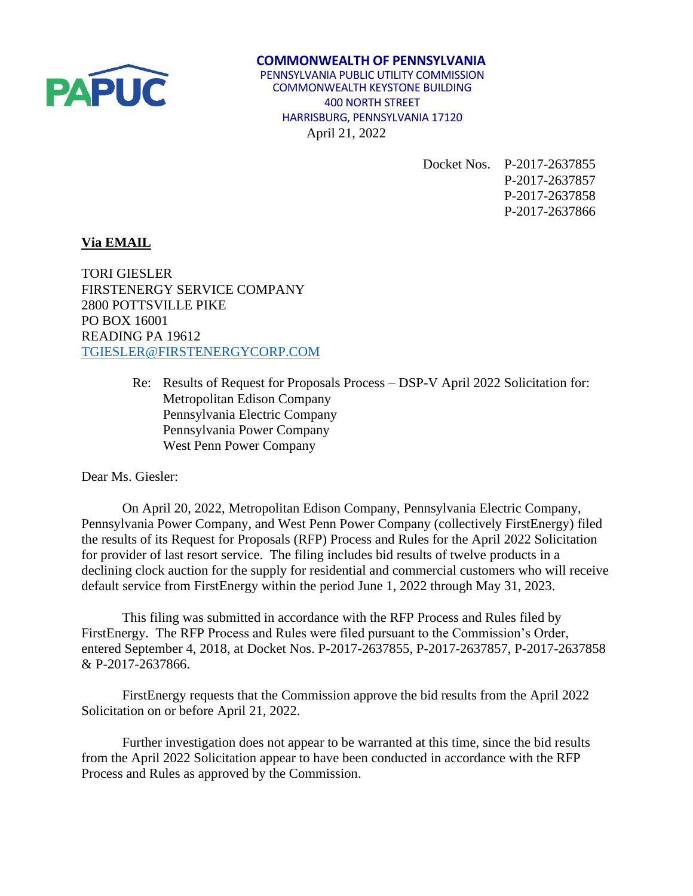PAPUC

**COMMONWEALTH OF PENNSYLVANIA**
PENNSYLVANIA PUBLIC UTILITY COMMISSION
COMMONWEALTH KEYSTONE BUILDING
400 NORTH STREET
HARRISBURG, PENNSYLVANIA 17120

April 21, 2022

Docket Nos. P-2017-2637855
P-2017-2637857
P-2017-2637858
P-2017-2637866

**<u>Via EMAIL</u>**

TORI GIESLER
FIRSTENERGY SERVICE COMPANY
2800 POTTSVILLE PIKE
PO BOX 16001
READING PA 19612
TGIESLER@FIRSTENERGYCORP.COM

Re: Results of Request for Proposals Process – DSP-V April 2022 Solicitation for:
Metropolitan Edison Company
Pennsylvania Electric Company
Pennsylvania Power Company
West Penn Power Company

Dear Ms. Giesler:

On April 20, 2022, Metropolitan Edison Company, Pennsylvania Electric Company, Pennsylvania Power Company, and West Penn Power Company (collectively FirstEnergy) filed the results of its Request for Proposals (RFP) Process and Rules for the April 2022 Solicitation for provider of last resort service. The filing includes bid results of twelve products in a declining clock auction for the supply for residential and commercial customers who will receive default service from FirstEnergy within the period June 1, 2022 through May 31, 2023.

This filing was submitted in accordance with the RFP Process and Rules filed by FirstEnergy. The RFP Process and Rules were filed pursuant to the Commission's Order, entered September 4, 2018, at Docket Nos. P-2017-2637855, P-2017-2637857, P-2017-2637858 & P-2017-2637866.

FirstEnergy requests that the Commission approve the bid results from the April 2022 Solicitation on or before April 21, 2022.

Further investigation does not appear to be warranted at this time, since the bid results from the April 2022 Solicitation appear to have been conducted in accordance with the RFP Process and Rules as approved by the Commission.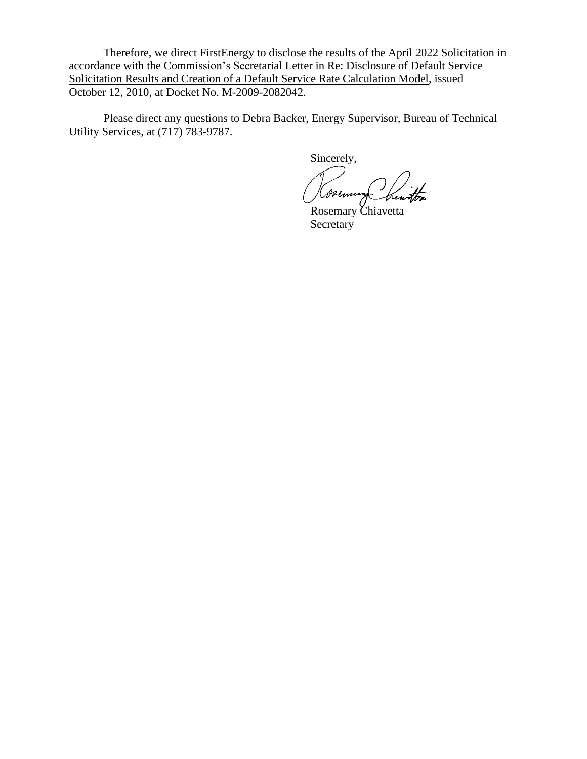Therefore, we direct FirstEnergy to disclose the results of the April 2022 Solicitation in accordance with the Commission's Secretarial Letter in Re: Disclosure of Default Service Solicitation Results and Creation of a Default Service Rate Calculation Model, issued October 12, 2010, at Docket No. M-2009-2082042.

Please direct any questions to Debra Backer, Energy Supervisor, Bureau of Technical Utility Services, at (717) 783-9787.

Sincerely,

Rosemary Chiavetta
Secretary